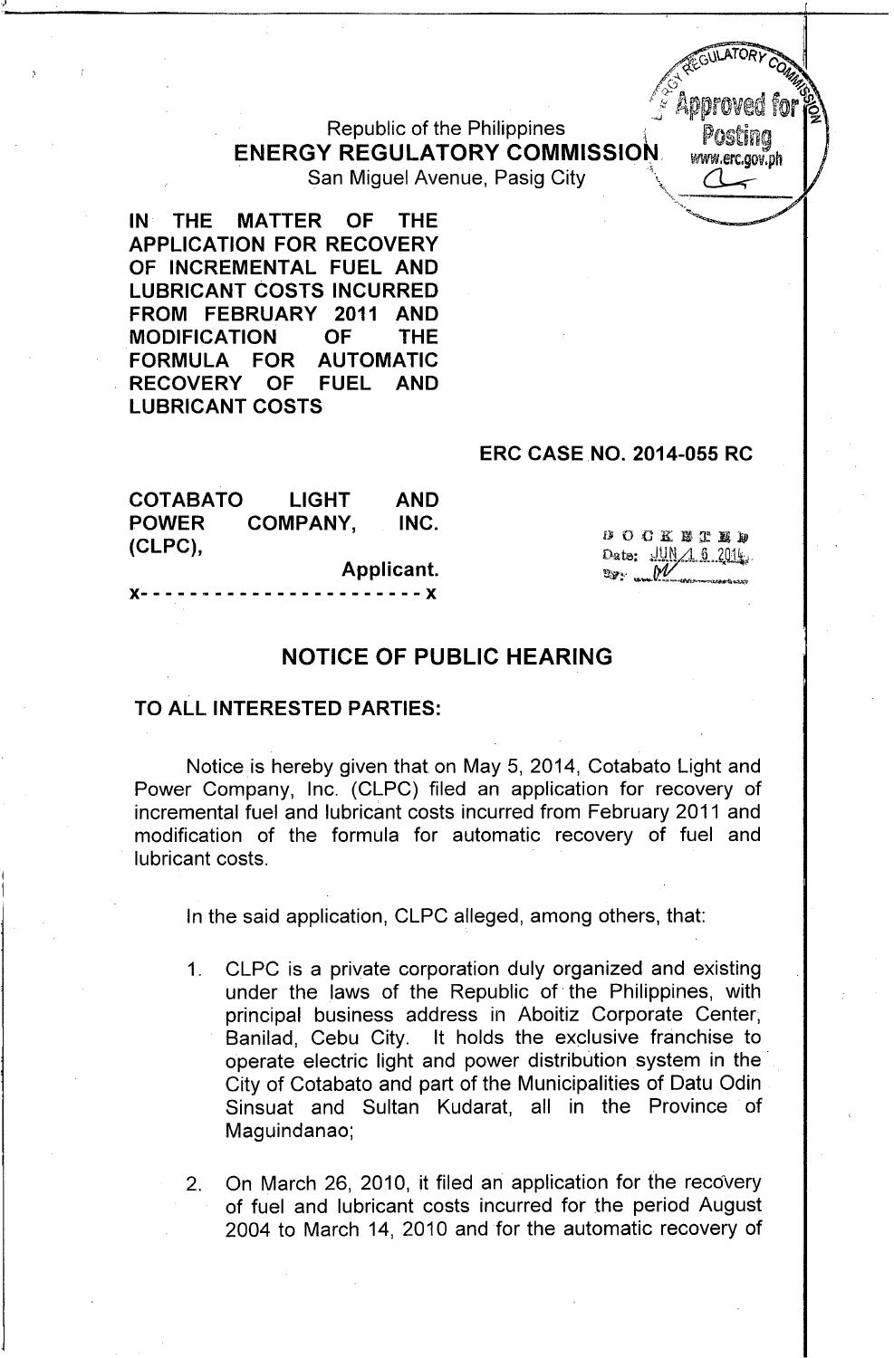Republic of the Philippines
**ENERGY REGULATORY COMMISSION**
San Miguel Avenue, Pasig City

**IN THE MATTER OF THE APPLICATION FOR RECOVERY OF INCREMENTAL FUEL AND LUBRICANT COSTS INCURRED FROM FEBRUARY 2011 AND MODIFICATION OF THE FORMULA FOR AUTOMATIC RECOVERY OF FUEL AND LUBRICANT COSTS**

**ERC CASE NO. 2014-055 RC**

**COTABATO LIGHT AND POWER COMPANY, INC. (CLPC),**
**Applicant.**
**x- - - - - - - - - - - - - - - - - - - - - - x**

DOCKETED
Date: JUN 16 2014

## NOTICE OF PUBLIC HEARING

**TO ALL INTERESTED PARTIES:**

Notice is hereby given that on May 5, 2014, Cotabato Light and Power Company, Inc. (CLPC) filed an application for recovery of incremental fuel and lubricant costs incurred from February 2011 and modification of the formula for automatic recovery of fuel and lubricant costs.

In the said application, CLPC alleged, among others, that:

1. CLPC is a private corporation duly organized and existing under the laws of the Republic of the Philippines, with principal business address in Aboitiz Corporate Center, Banilad, Cebu City. It holds the exclusive franchise to operate electric light and power distribution system in the City of Cotabato and part of the Municipalities of Datu Odin Sinsuat and Sultan Kudarat, all in the Province of Maguindanao;

2. On March 26, 2010, it filed an application for the recovery of fuel and lubricant costs incurred for the period August 2004 to March 14, 2010 and for the automatic recovery of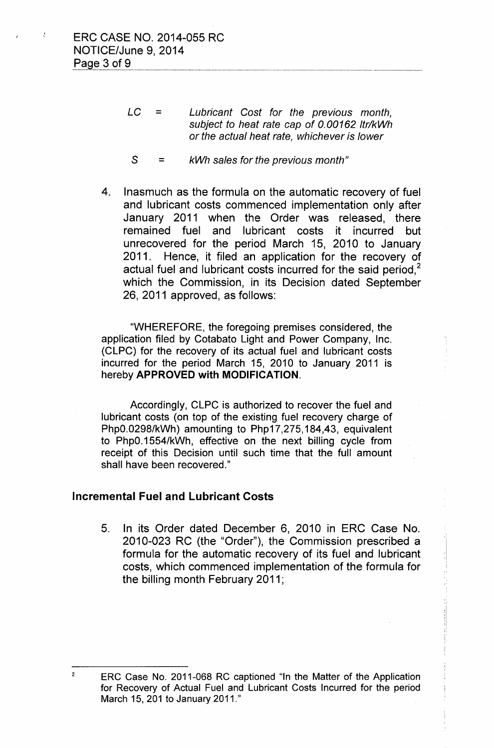$LC$ = *Lubricant Cost for the previous month, subject to heat rate cap of 0.00162 ltr/kWh or the actual heat rate, whichever is lower*

$S$ = *kWh sales for the previous month"*

4. Inasmuch as the formula on the automatic recovery of fuel and lubricant costs commenced implementation only after January 2011 when the Order was released, there remained fuel and lubricant costs it incurred but unrecovered for the period March 15, 2010 to January 2011. Hence, it filed an application for the recovery of actual fuel and lubricant costs incurred for the said period,[2] which the Commission, in its Decision dated September 26, 2011 approved, as follows:

   "WHEREFORE, the foregoing premises considered, the application filed by Cotabato Light and Power Company, Inc. (CLPC) for the recovery of its actual fuel and lubricant costs incurred for the period March 15, 2010 to January 2011 is hereby **APPROVED with MODIFICATION**.

   Accordingly, CLPC is authorized to recover the fuel and lubricant costs (on top of the existing fuel recovery charge of Php0.0298/kWh) amounting to Php17,275,184,43, equivalent to Php0.1554/kWh, effective on the next billing cycle from receipt of this Decision until such time that the full amount shall have been recovered."

## Incremental Fuel and Lubricant Costs

5. In its Order dated December 6, 2010 in ERC Case No. 2010-023 RC (the "Order"), the Commission prescribed a formula for the automatic recovery of its fuel and lubricant costs, which commenced implementation of the formula for the billing month February 2011;

---

[2] ERC Case No. 2011-068 RC captioned "In the Matter of the Application for Recovery of Actual Fuel and Lubricant Costs Incurred for the period March 15, 201 to January 2011."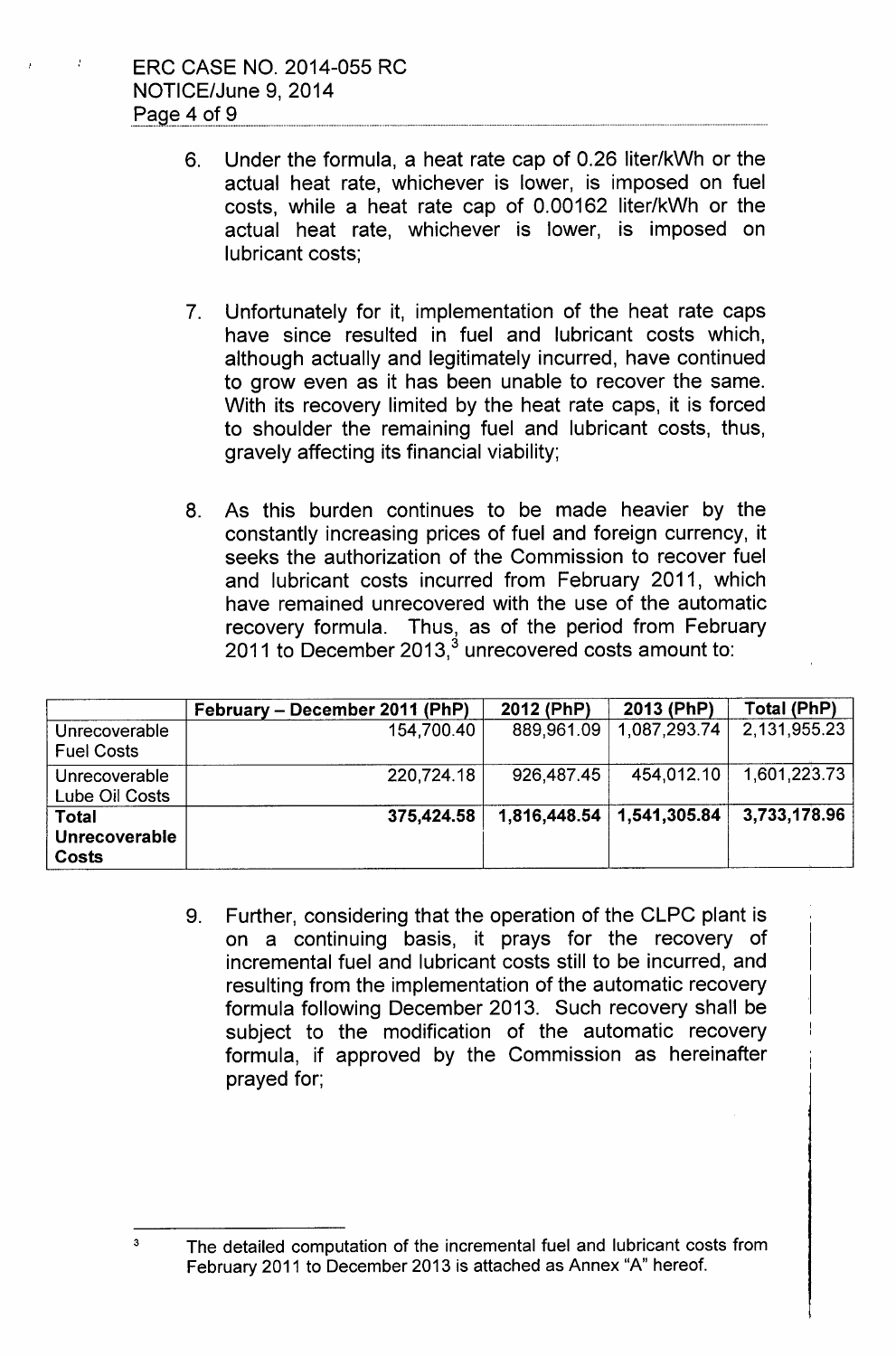6. Under the formula, a heat rate cap of 0.26 liter/kWh or the actual heat rate, whichever is lower, is imposed on fuel costs, while a heat rate cap of 0.00162 liter/kWh or the actual heat rate, whichever is lower, is imposed on lubricant costs;

7. Unfortunately for it, implementation of the heat rate caps have since resulted in fuel and lubricant costs which, although actually and legitimately incurred, have continued to grow even as it has been unable to recover the same. With its recovery limited by the heat rate caps, it is forced to shoulder the remaining fuel and lubricant costs, thus, gravely affecting its financial viability;

8. As this burden continues to be made heavier by the constantly increasing prices of fuel and foreign currency, it seeks the authorization of the Commission to recover fuel and lubricant costs incurred from February 2011, which have remained unrecovered with the use of the automatic recovery formula. Thus, as of the period from February 2011 to December 2013,[3] unrecovered costs amount to:

| | February – December 2011 (PhP) | 2012 (PhP) | 2013 (PhP) | Total (PhP) |
|---|---|---|---|---|
| Unrecoverable Fuel Costs | 154,700.40 | 889,961.09 | 1,087,293.74 | 2,131,955.23 |
| Unrecoverable Lube Oil Costs | 220,724.18 | 926,487.45 | 454,012.10 | 1,601,223.73 |
| **Total Unrecoverable Costs** | **375,424.58** | **1,816,448.54** | **1,541,305.84** | **3,733,178.96** |

9. Further, considering that the operation of the CLPC plant is on a continuing basis, it prays for the recovery of incremental fuel and lubricant costs still to be incurred, and resulting from the implementation of the automatic recovery formula following December 2013. Such recovery shall be subject to the modification of the automatic recovery formula, if approved by the Commission as hereinafter prayed for;

[3] The detailed computation of the incremental fuel and lubricant costs from February 2011 to December 2013 is attached as Annex "A" hereof.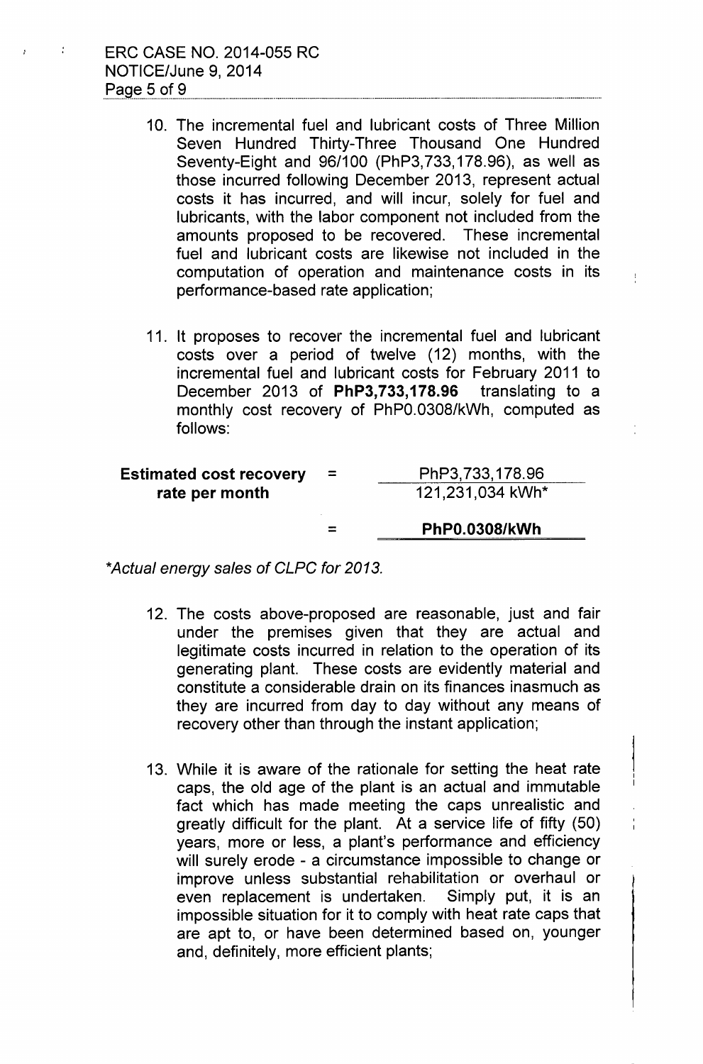10. The incremental fuel and lubricant costs of Three Million Seven Hundred Thirty-Three Thousand One Hundred Seventy-Eight and 96/100 (PhP3,733,178.96), as well as those incurred following December 2013, represent actual costs it has incurred, and will incur, solely for fuel and lubricants, with the labor component not included from the amounts proposed to be recovered. These incremental fuel and lubricant costs are likewise not included in the computation of operation and maintenance costs in its performance-based rate application;

11. It proposes to recover the incremental fuel and lubricant costs over a period of twelve (12) months, with the incremental fuel and lubricant costs for February 2011 to December 2013 of **PhP3,733,178.96** translating to a monthly cost recovery of PhP0.0308/kWh, computed as follows:

| | | |
|---|---|---|
| **Estimated cost recovery rate per month** | = | PhP3,733,178.96 / 121,231,034 kWh* |
| | = | **PhP0.0308/kWh** |

*\*Actual energy sales of CLPC for 2013.*

12. The costs above-proposed are reasonable, just and fair under the premises given that they are actual and legitimate costs incurred in relation to the operation of its generating plant. These costs are evidently material and constitute a considerable drain on its finances inasmuch as they are incurred from day to day without any means of recovery other than through the instant application;

13. While it is aware of the rationale for setting the heat rate caps, the old age of the plant is an actual and immutable fact which has made meeting the caps unrealistic and greatly difficult for the plant. At a service life of fifty (50) years, more or less, a plant's performance and efficiency will surely erode - a circumstance impossible to change or improve unless substantial rehabilitation or overhaul or even replacement is undertaken. Simply put, it is an impossible situation for it to comply with heat rate caps that are apt to, or have been determined based on, younger and, definitely, more efficient plants;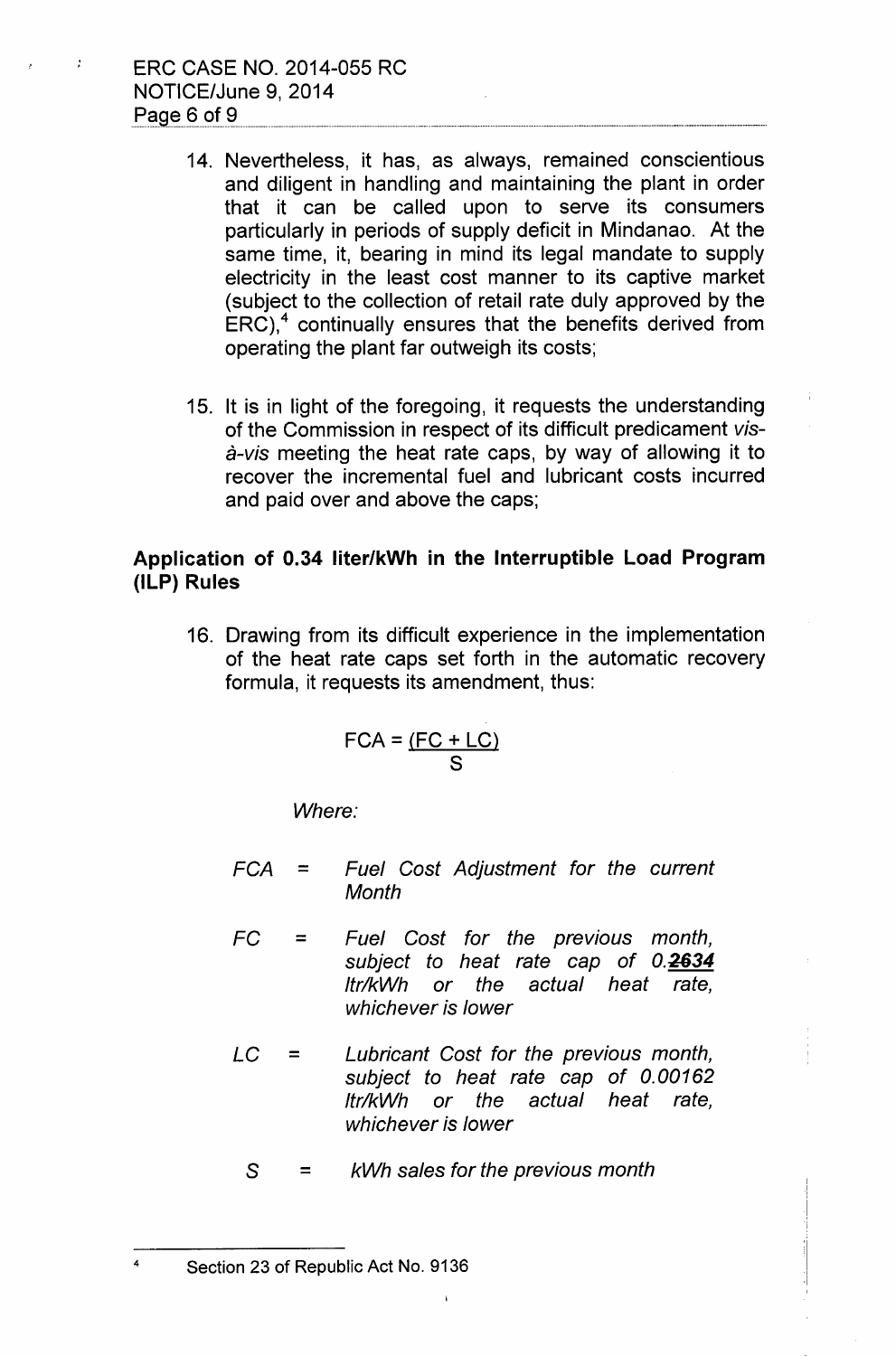14. Nevertheless, it has, as always, remained conscientious and diligent in handling and maintaining the plant in order that it can be called upon to serve its consumers particularly in periods of supply deficit in Mindanao. At the same time, it, bearing in mind its legal mandate to supply electricity in the least cost manner to its captive market (subject to the collection of retail rate duly approved by the ERC),[4] continually ensures that the benefits derived from operating the plant far outweigh its costs;

15. It is in light of the foregoing, it requests the understanding of the Commission in respect of its difficult predicament *vis-à-vis* meeting the heat rate caps, by way of allowing it to recover the incremental fuel and lubricant costs incurred and paid over and above the caps;

### Application of 0.34 liter/kWh in the Interruptible Load Program (ILP) Rules

16. Drawing from its difficult experience in the implementation of the heat rate caps set forth in the automatic recovery formula, it requests its amendment, thus:

$$FCA = \frac{(FC + LC)}{S}$$

*Where:*

| | | |
|---|---|---|
| *FCA* | = | *Fuel Cost Adjustment for the current Month* |
| *FC* | = | *Fuel Cost for the previous month, subject to heat rate cap of 0.**__2634__** ltr/kWh or the actual heat rate, whichever is lower* |
| *LC* | = | *Lubricant Cost for the previous month, subject to heat rate cap of 0.00162 ltr/kWh or the actual heat rate, whichever is lower* |
| *S* | = | *kWh sales for the previous month* |

[4] Section 23 of Republic Act No. 9136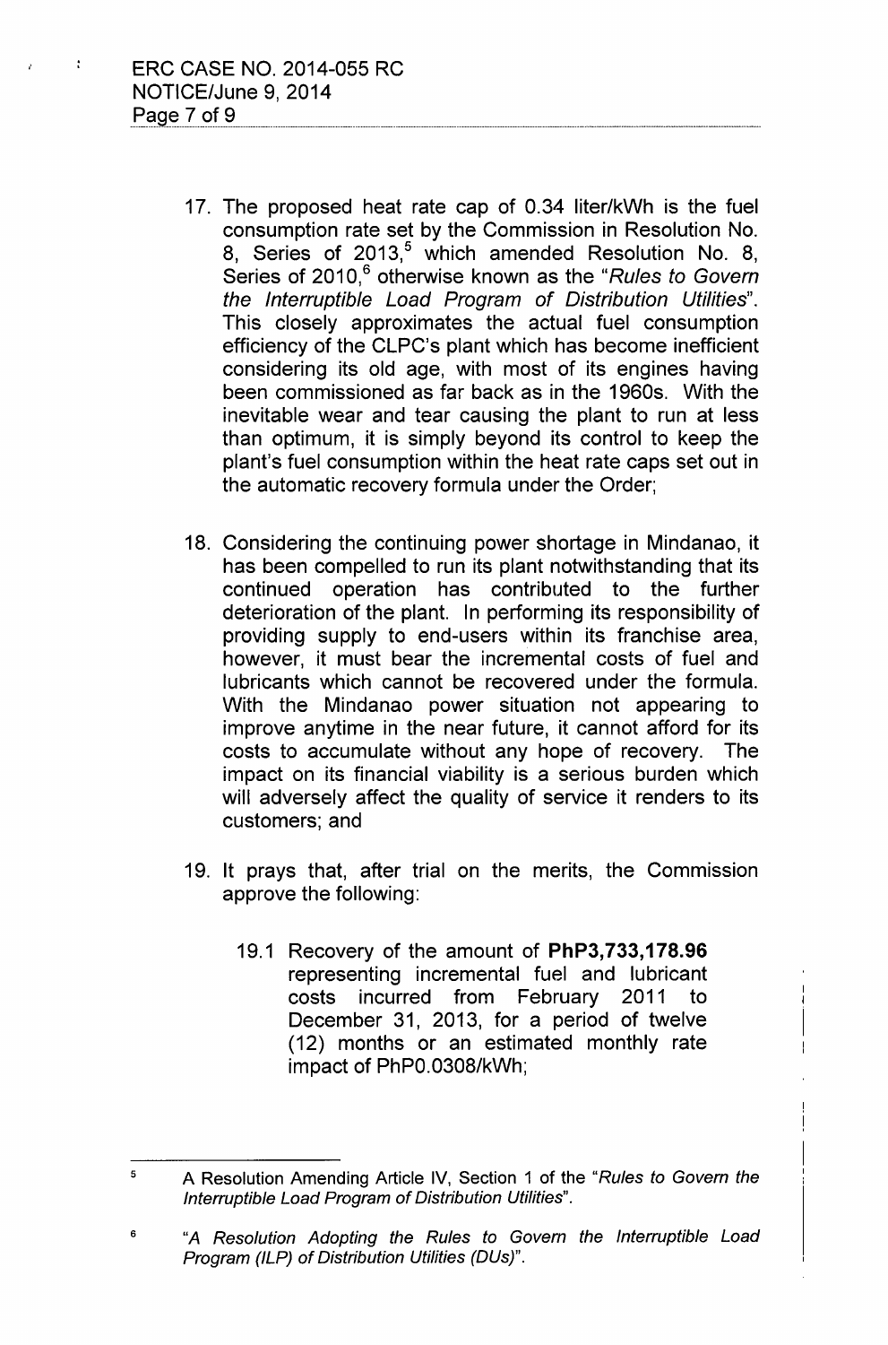17. The proposed heat rate cap of 0.34 liter/kWh is the fuel consumption rate set by the Commission in Resolution No. 8, Series of 2013,[5] which amended Resolution No. 8, Series of 2010,[6] otherwise known as the "*Rules to Govern the Interruptible Load Program of Distribution Utilities*". This closely approximates the actual fuel consumption efficiency of the CLPC's plant which has become inefficient considering its old age, with most of its engines having been commissioned as far back as in the 1960s. With the inevitable wear and tear causing the plant to run at less than optimum, it is simply beyond its control to keep the plant's fuel consumption within the heat rate caps set out in the automatic recovery formula under the Order;

18. Considering the continuing power shortage in Mindanao, it has been compelled to run its plant notwithstanding that its continued operation has contributed to the further deterioration of the plant. In performing its responsibility of providing supply to end-users within its franchise area, however, it must bear the incremental costs of fuel and lubricants which cannot be recovered under the formula. With the Mindanao power situation not appearing to improve anytime in the near future, it cannot afford for its costs to accumulate without any hope of recovery. The impact on its financial viability is a serious burden which will adversely affect the quality of service it renders to its customers; and

19. It prays that, after trial on the merits, the Commission approve the following:

    19.1 Recovery of the amount of **PhP3,733,178.96** representing incremental fuel and lubricant costs incurred from February 2011 to December 31, 2013, for a period of twelve (12) months or an estimated monthly rate impact of PhP0.0308/kWh;

---

[5] A Resolution Amending Article IV, Section 1 of the "*Rules to Govern the Interruptible Load Program of Distribution Utilities*".

[6] "*A Resolution Adopting the Rules to Govern the Interruptible Load Program (ILP) of Distribution Utilities (DUs)*".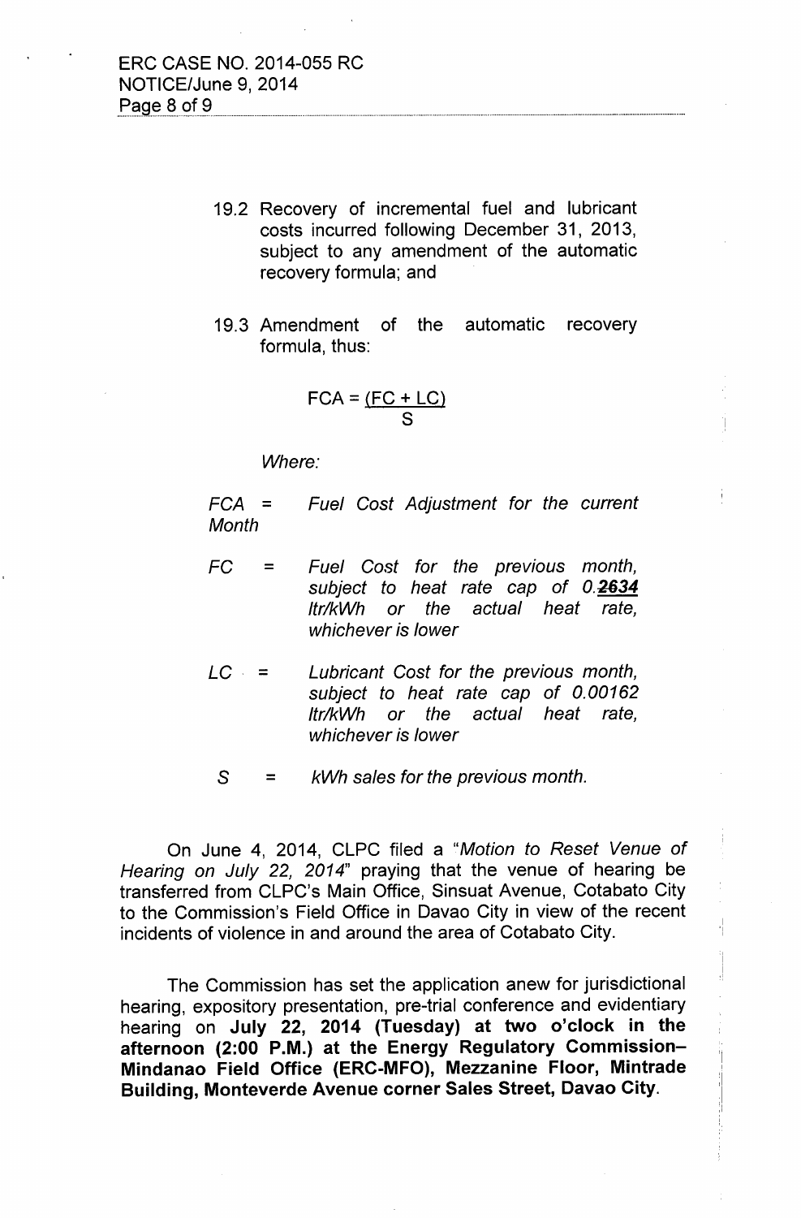19.2 Recovery of incremental fuel and lubricant costs incurred following December 31, 2013, subject to any amendment of the automatic recovery formula; and

19.3 Amendment of the automatic recovery formula, thus:

$$FCA = \frac{(FC + LC)}{S}$$

*Where:*

*FCA* = *Fuel Cost Adjustment for the current Month*

*FC* = *Fuel Cost for the previous month, subject to heat rate cap of 0.**2634** ltr/kWh or the actual heat rate, whichever is lower*

*LC* = *Lubricant Cost for the previous month, subject to heat rate cap of 0.00162 ltr/kWh or the actual heat rate, whichever is lower*

*S* = *kWh sales for the previous month.*

On June 4, 2014, CLPC filed a "*Motion to Reset Venue of Hearing on July 22, 2014*" praying that the venue of hearing be transferred from CLPC's Main Office, Sinsuat Avenue, Cotabato City to the Commission's Field Office in Davao City in view of the recent incidents of violence in and around the area of Cotabato City.

The Commission has set the application anew for jurisdictional hearing, expository presentation, pre-trial conference and evidentiary hearing on **July 22, 2014 (Tuesday) at two o'clock in the afternoon (2:00 P.M.) at the Energy Regulatory Commission–Mindanao Field Office (ERC-MFO), Mezzanine Floor, Mintrade Building, Monteverde Avenue corner Sales Street, Davao City.**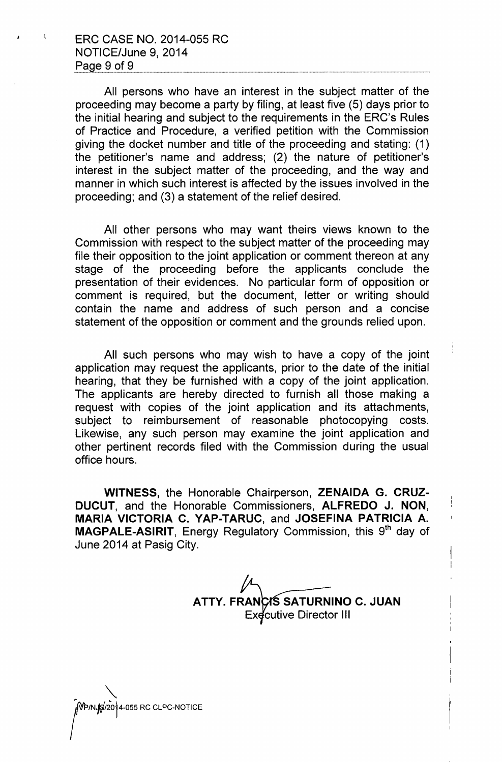All persons who have an interest in the subject matter of the proceeding may become a party by filing, at least five (5) days prior to the initial hearing and subject to the requirements in the ERC's Rules of Practice and Procedure, a verified petition with the Commission giving the docket number and title of the proceeding and stating: (1) the petitioner's name and address; (2) the nature of petitioner's interest in the subject matter of the proceeding, and the way and manner in which such interest is affected by the issues involved in the proceeding; and (3) a statement of the relief desired.

All other persons who may want theirs views known to the Commission with respect to the subject matter of the proceeding may file their opposition to the joint application or comment thereon at any stage of the proceeding before the applicants conclude the presentation of their evidences. No particular form of opposition or comment is required, but the document, letter or writing should contain the name and address of such person and a concise statement of the opposition or comment and the grounds relied upon.

All such persons who may wish to have a copy of the joint application may request the applicants, prior to the date of the initial hearing, that they be furnished with a copy of the joint application. The applicants are hereby directed to furnish all those making a request with copies of the joint application and its attachments, subject to reimbursement of reasonable photocopying costs. Likewise, any such person may examine the joint application and other pertinent records filed with the Commission during the usual office hours.

**WITNESS,** the Honorable Chairperson, **ZENAIDA G. CRUZ-DUCUT**, and the Honorable Commissioners, **ALFREDO J. NON**, **MARIA VICTORIA C. YAP-TARUC**, and **JOSEFINA PATRICIA A. MAGPALE-ASIRIT**, Energy Regulatory Commission, this 9th day of June 2014 at Pasig City.

**ATTY. FRANCIS SATURNINO C. JUAN**
Executive Director III

VP/NJS/2014-055 RC CLPC-NOTICE